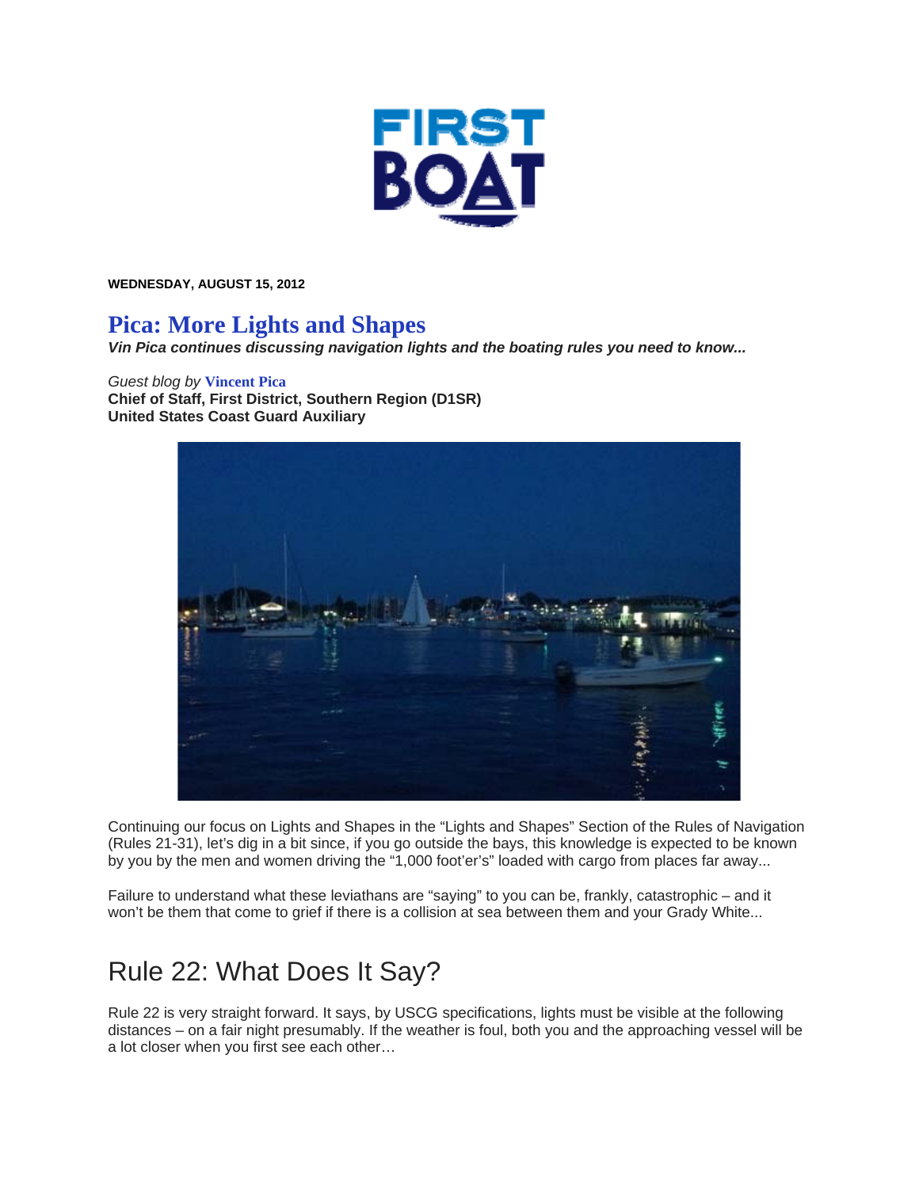WEDNESDAY, AUGUST 15, 2012

# Pica: More Lights and Shapes

***Vin Pica continues discussing navigation lights and the boating rules you need to know...***

*Guest blog by* **Vincent Pica**
**Chief of Staff, First District, Southern Region (D1SR)**
**United States Coast Guard Auxiliary**

Continuing our focus on Lights and Shapes in the "Lights and Shapes" Section of the Rules of Navigation (Rules 21-31), let's dig in a bit since, if you go outside the bays, this knowledge is expected to be known by you by the men and women driving the "1,000 foot'er's" loaded with cargo from places far away...

Failure to understand what these leviathans are "saying" to you can be, frankly, catastrophic – and it won't be them that come to grief if there is a collision at sea between them and your Grady White...

## Rule 22: What Does It Say?

Rule 22 is very straight forward. It says, by USCG specifications, lights must be visible at the following distances – on a fair night presumably. If the weather is foul, both you and the approaching vessel will be a lot closer when you first see each other…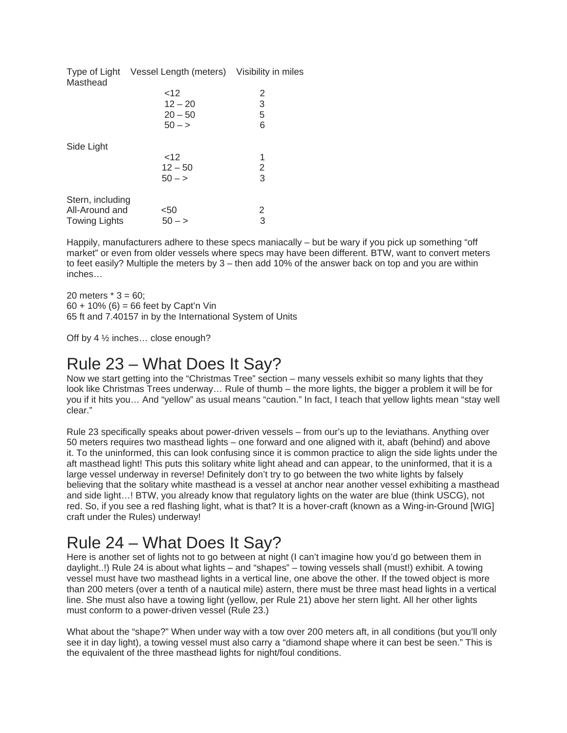| Type of Light | Vessel Length (meters) | Visibility in miles |
|---|---|---|
| Masthead | | |
| | <12 | 2 |
| | 12 – 20 | 3 |
| | 20 – 50 | 5 |
| | 50 – > | 6 |
| Side Light | | |
| | <12 | 1 |
| | 12 – 50 | 2 |
| | 50 – > | 3 |
| Stern, including All-Around and Towing Lights | <50 | 2 |
| | 50 – > | 3 |

Happily, manufacturers adhere to these specs maniacally – but be wary if you pick up something "off market" or even from older vessels where specs may have been different. BTW, want to convert meters to feet easily? Multiple the meters by 3 – then add 10% of the answer back on top and you are within inches…

20 meters * 3 = 60;
60 + 10% (6) = 66 feet by Capt'n Vin
65 ft and 7.40157 in by the International System of Units

Off by 4 ½ inches… close enough?

# Rule 23 – What Does It Say?

Now we start getting into the "Christmas Tree" section – many vessels exhibit so many lights that they look like Christmas Trees underway… Rule of thumb – the more lights, the bigger a problem it will be for you if it hits you… And "yellow" as usual means "caution." In fact, I teach that yellow lights mean "stay well clear."

Rule 23 specifically speaks about power-driven vessels – from our's up to the leviathans. Anything over 50 meters requires two masthead lights – one forward and one aligned with it, abaft (behind) and above it. To the uninformed, this can look confusing since it is common practice to align the side lights under the aft masthead light! This puts this solitary white light ahead and can appear, to the uninformed, that it is a large vessel underway in reverse! Definitely don't try to go between the two white lights by falsely believing that the solitary white masthead is a vessel at anchor near another vessel exhibiting a masthead and side light…! BTW, you already know that regulatory lights on the water are blue (think USCG), not red. So, if you see a red flashing light, what is that? It is a hover-craft (known as a Wing-in-Ground [WIG] craft under the Rules) underway!

# Rule 24 – What Does It Say?

Here is another set of lights not to go between at night (I can't imagine how you'd go between them in daylight..!) Rule 24 is about what lights – and "shapes" – towing vessels shall (must!) exhibit. A towing vessel must have two masthead lights in a vertical line, one above the other. If the towed object is more than 200 meters (over a tenth of a nautical mile) astern, there must be three mast head lights in a vertical line. She must also have a towing light (yellow, per Rule 21) above her stern light. All her other lights must conform to a power-driven vessel (Rule 23.)

What about the "shape?" When under way with a tow over 200 meters aft, in all conditions (but you'll only see it in day light), a towing vessel must also carry a "diamond shape where it can best be seen." This is the equivalent of the three masthead lights for night/foul conditions.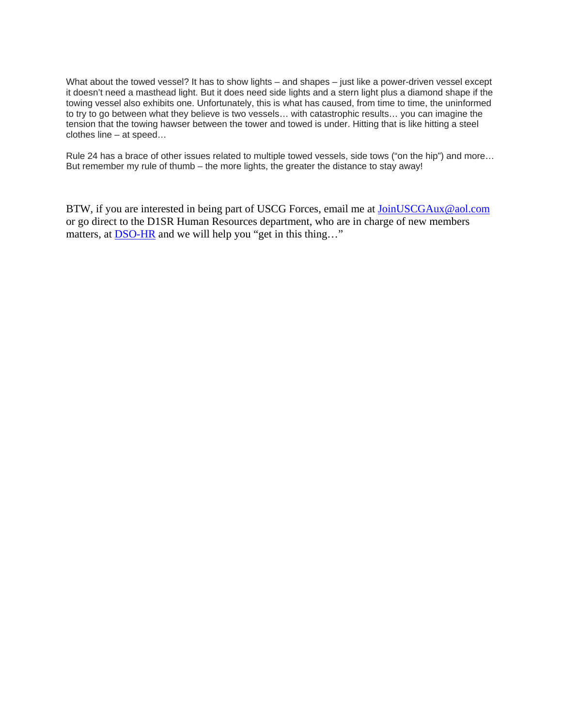What about the towed vessel? It has to show lights – and shapes – just like a power-driven vessel except it doesn't need a masthead light. But it does need side lights and a stern light plus a diamond shape if the towing vessel also exhibits one. Unfortunately, this is what has caused, from time to time, the uninformed to try to go between what they believe is two vessels… with catastrophic results… you can imagine the tension that the towing hawser between the tower and towed is under. Hitting that is like hitting a steel clothes line – at speed…

Rule 24 has a brace of other issues related to multiple towed vessels, side tows ("on the hip") and more… But remember my rule of thumb – the more lights, the greater the distance to stay away!

BTW, if you are interested in being part of USCG Forces, email me at [JoinUSCGAux@aol.com](mailto:JoinUSCGAux@aol.com) or go direct to the D1SR Human Resources department, who are in charge of new members matters, at [DSO-HR]() and we will help you "get in this thing…"